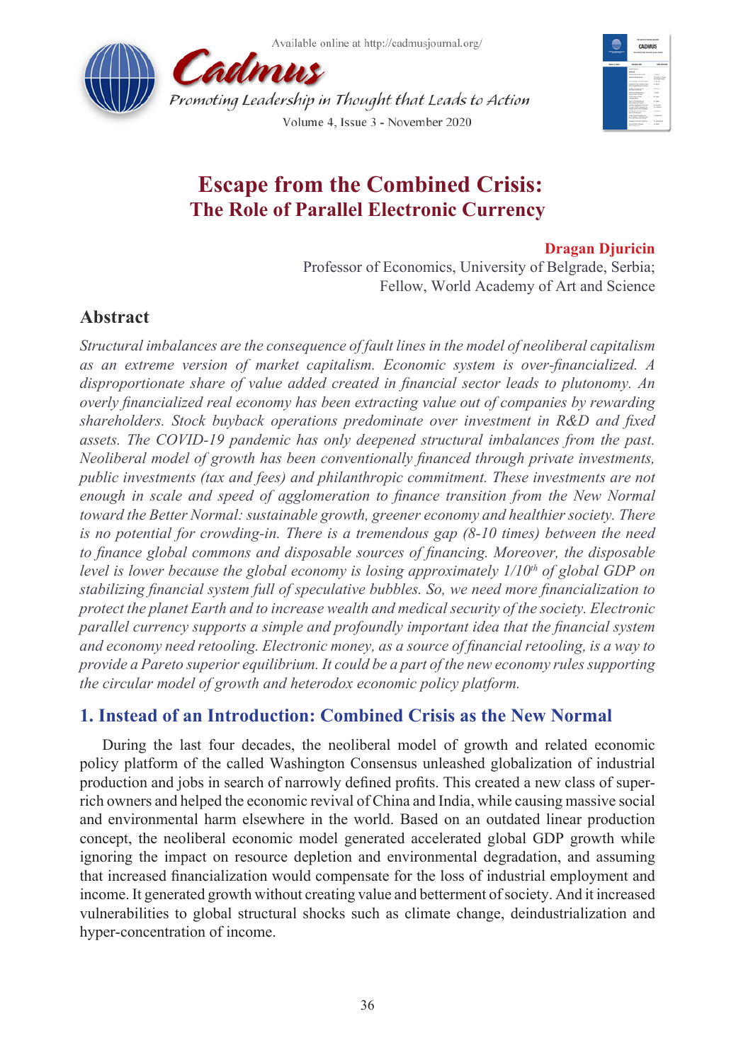# Escape from the Combined Crisis:
## The Role of Parallel Electronic Currency

**Dragan Djuricin**

Professor of Economics, University of Belgrade, Serbia;
Fellow, World Academy of Art and Science

## Abstract

*Structural imbalances are the consequence of fault lines in the model of neoliberal capitalism as an extreme version of market capitalism. Economic system is over-financialized. A disproportionate share of value added created in financial sector leads to plutonomy. An overly financialized real economy has been extracting value out of companies by rewarding shareholders. Stock buyback operations predominate over investment in R&D and fixed assets. The COVID-19 pandemic has only deepened structural imbalances from the past. Neoliberal model of growth has been conventionally financed through private investments, public investments (tax and fees) and philanthropic commitment. These investments are not enough in scale and speed of agglomeration to finance transition from the New Normal toward the Better Normal: sustainable growth, greener economy and healthier society. There is no potential for crowding-in. There is a tremendous gap (8-10 times) between the need to finance global commons and disposable sources of financing. Moreover, the disposable level is lower because the global economy is losing approximately 1/10$^{th}$ of global GDP on stabilizing financial system full of speculative bubbles. So, we need more financialization to protect the planet Earth and to increase wealth and medical security of the society. Electronic parallel currency supports a simple and profoundly important idea that the financial system and economy need retooling. Electronic money, as a source of financial retooling, is a way to provide a Pareto superior equilibrium. It could be a part of the new economy rules supporting the circular model of growth and heterodox economic policy platform.*

## 1. Instead of an Introduction: Combined Crisis as the New Normal

During the last four decades, the neoliberal model of growth and related economic policy platform of the called Washington Consensus unleashed globalization of industrial production and jobs in search of narrowly defined profits. This created a new class of super-rich owners and helped the economic revival of China and India, while causing massive social and environmental harm elsewhere in the world. Based on an outdated linear production concept, the neoliberal economic model generated accelerated global GDP growth while ignoring the impact on resource depletion and environmental degradation, and assuming that increased financialization would compensate for the loss of industrial employment and income. It generated growth without creating value and betterment of society. And it increased vulnerabilities to global structural shocks such as climate change, deindustrialization and hyper-concentration of income.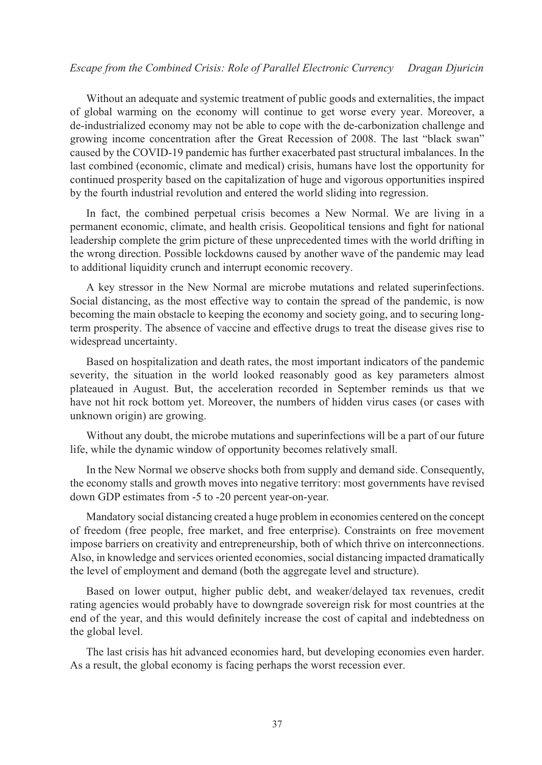Without an adequate and systemic treatment of public goods and externalities, the impact of global warming on the economy will continue to get worse every year. Moreover, a de-industrialized economy may not be able to cope with the de-carbonization challenge and growing income concentration after the Great Recession of 2008. The last "black swan" caused by the COVID-19 pandemic has further exacerbated past structural imbalances. In the last combined (economic, climate and medical) crisis, humans have lost the opportunity for continued prosperity based on the capitalization of huge and vigorous opportunities inspired by the fourth industrial revolution and entered the world sliding into regression.

In fact, the combined perpetual crisis becomes a New Normal. We are living in a permanent economic, climate, and health crisis. Geopolitical tensions and fight for national leadership complete the grim picture of these unprecedented times with the world drifting in the wrong direction. Possible lockdowns caused by another wave of the pandemic may lead to additional liquidity crunch and interrupt economic recovery.

A key stressor in the New Normal are microbe mutations and related superinfections. Social distancing, as the most effective way to contain the spread of the pandemic, is now becoming the main obstacle to keeping the economy and society going, and to securing long-term prosperity. The absence of vaccine and effective drugs to treat the disease gives rise to widespread uncertainty.

Based on hospitalization and death rates, the most important indicators of the pandemic severity, the situation in the world looked reasonably good as key parameters almost plateaued in August. But, the acceleration recorded in September reminds us that we have not hit rock bottom yet. Moreover, the numbers of hidden virus cases (or cases with unknown origin) are growing.

Without any doubt, the microbe mutations and superinfections will be a part of our future life, while the dynamic window of opportunity becomes relatively small.

In the New Normal we observe shocks both from supply and demand side. Consequently, the economy stalls and growth moves into negative territory: most governments have revised down GDP estimates from -5 to -20 percent year-on-year.

Mandatory social distancing created a huge problem in economies centered on the concept of freedom (free people, free market, and free enterprise). Constraints on free movement impose barriers on creativity and entrepreneurship, both of which thrive on interconnections. Also, in knowledge and services oriented economies, social distancing impacted dramatically the level of employment and demand (both the aggregate level and structure).

Based on lower output, higher public debt, and weaker/delayed tax revenues, credit rating agencies would probably have to downgrade sovereign risk for most countries at the end of the year, and this would definitely increase the cost of capital and indebtedness on the global level.

The last crisis has hit advanced economies hard, but developing economies even harder. As a result, the global economy is facing perhaps the worst recession ever.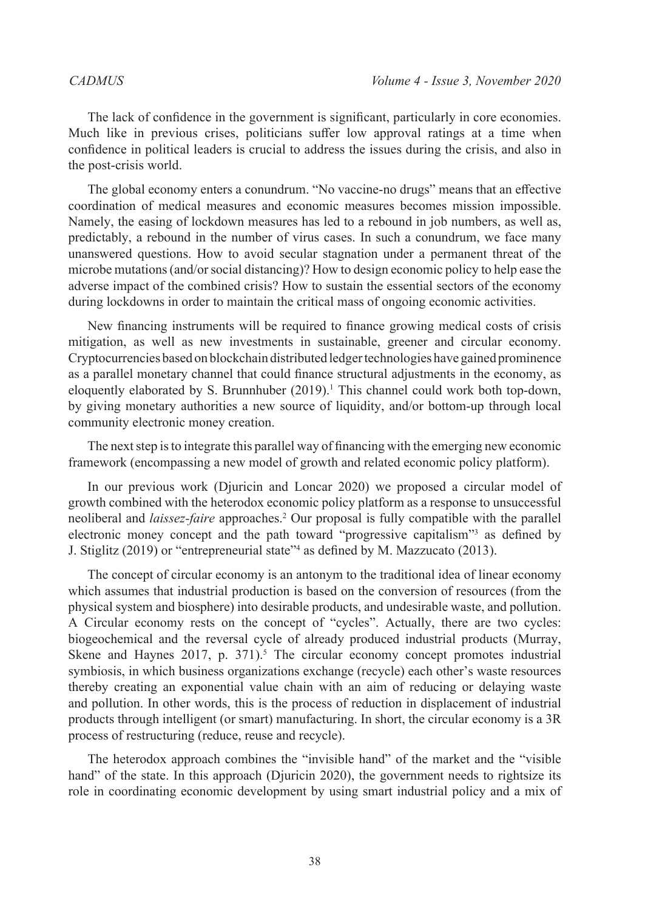The lack of confidence in the government is significant, particularly in core economies. Much like in previous crises, politicians suffer low approval ratings at a time when confidence in political leaders is crucial to address the issues during the crisis, and also in the post-crisis world.

The global economy enters a conundrum. "No vaccine-no drugs" means that an effective coordination of medical measures and economic measures becomes mission impossible. Namely, the easing of lockdown measures has led to a rebound in job numbers, as well as, predictably, a rebound in the number of virus cases. In such a conundrum, we face many unanswered questions. How to avoid secular stagnation under a permanent threat of the microbe mutations (and/or social distancing)? How to design economic policy to help ease the adverse impact of the combined crisis? How to sustain the essential sectors of the economy during lockdowns in order to maintain the critical mass of ongoing economic activities.

New financing instruments will be required to finance growing medical costs of crisis mitigation, as well as new investments in sustainable, greener and circular economy. Cryptocurrencies based on blockchain distributed ledger technologies have gained prominence as a parallel monetary channel that could finance structural adjustments in the economy, as eloquently elaborated by S. Brunnhuber (2019).[1] This channel could work both top-down, by giving monetary authorities a new source of liquidity, and/or bottom-up through local community electronic money creation.

The next step is to integrate this parallel way of financing with the emerging new economic framework (encompassing a new model of growth and related economic policy platform).

In our previous work (Djuricin and Loncar 2020) we proposed a circular model of growth combined with the heterodox economic policy platform as a response to unsuccessful neoliberal and *laissez-faire* approaches.[2] Our proposal is fully compatible with the parallel electronic money concept and the path toward "progressive capitalism"[3] as defined by J. Stiglitz (2019) or "entrepreneurial state"[4] as defined by M. Mazzucato (2013).

The concept of circular economy is an antonym to the traditional idea of linear economy which assumes that industrial production is based on the conversion of resources (from the physical system and biosphere) into desirable products, and undesirable waste, and pollution. A Circular economy rests on the concept of "cycles". Actually, there are two cycles: biogeochemical and the reversal cycle of already produced industrial products (Murray, Skene and Haynes 2017, p. 371).[5] The circular economy concept promotes industrial symbiosis, in which business organizations exchange (recycle) each other's waste resources thereby creating an exponential value chain with an aim of reducing or delaying waste and pollution. In other words, this is the process of reduction in displacement of industrial products through intelligent (or smart) manufacturing. In short, the circular economy is a 3R process of restructuring (reduce, reuse and recycle).

The heterodox approach combines the "invisible hand" of the market and the "visible hand" of the state. In this approach (Djuricin 2020), the government needs to rightsize its role in coordinating economic development by using smart industrial policy and a mix of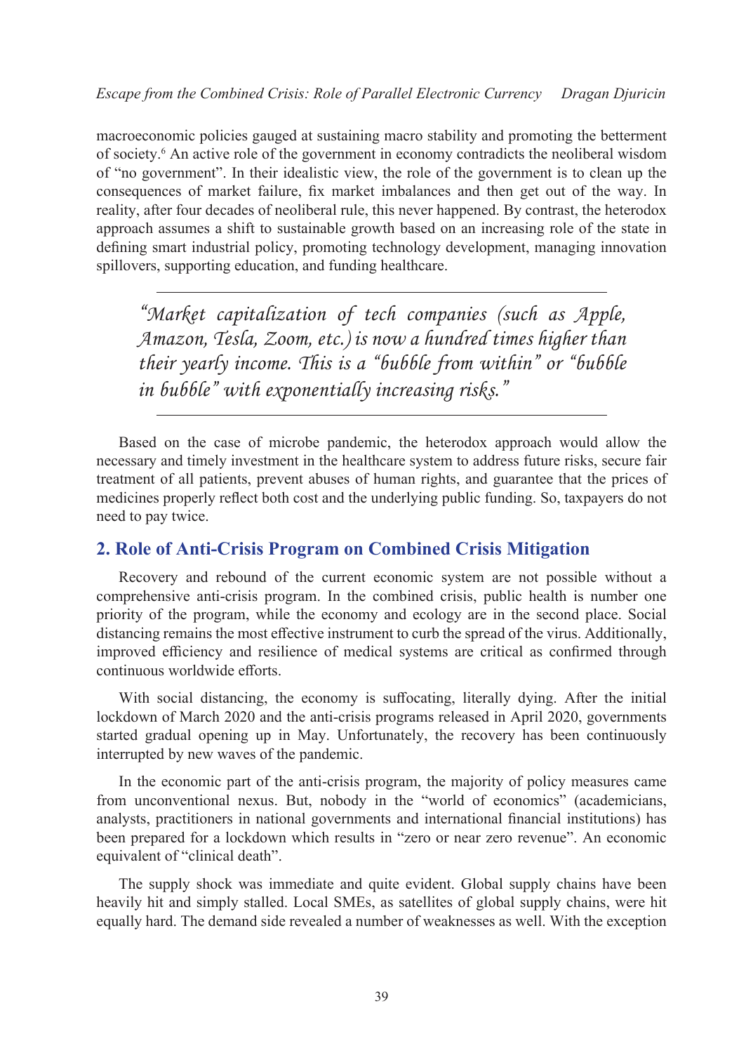macroeconomic policies gauged at sustaining macro stability and promoting the betterment of society.[6] An active role of the government in economy contradicts the neoliberal wisdom of "no government". In their idealistic view, the role of the government is to clean up the consequences of market failure, fix market imbalances and then get out of the way. In reality, after four decades of neoliberal rule, this never happened. By contrast, the heterodox approach assumes a shift to sustainable growth based on an increasing role of the state in defining smart industrial policy, promoting technology development, managing innovation spillovers, supporting education, and funding healthcare.

> *"Market capitalization of tech companies (such as Apple, Amazon, Tesla, Zoom, etc.) is now a hundred times higher than their yearly income. This is a "bubble from within" or "bubble in bubble" with exponentially increasing risks."*

Based on the case of microbe pandemic, the heterodox approach would allow the necessary and timely investment in the healthcare system to address future risks, secure fair treatment of all patients, prevent abuses of human rights, and guarantee that the prices of medicines properly reflect both cost and the underlying public funding. So, taxpayers do not need to pay twice.

## 2. Role of Anti-Crisis Program on Combined Crisis Mitigation

Recovery and rebound of the current economic system are not possible without a comprehensive anti-crisis program. In the combined crisis, public health is number one priority of the program, while the economy and ecology are in the second place. Social distancing remains the most effective instrument to curb the spread of the virus. Additionally, improved efficiency and resilience of medical systems are critical as confirmed through continuous worldwide efforts.

With social distancing, the economy is suffocating, literally dying. After the initial lockdown of March 2020 and the anti-crisis programs released in April 2020, governments started gradual opening up in May. Unfortunately, the recovery has been continuously interrupted by new waves of the pandemic.

In the economic part of the anti-crisis program, the majority of policy measures came from unconventional nexus. But, nobody in the "world of economics" (academicians, analysts, practitioners in national governments and international financial institutions) has been prepared for a lockdown which results in "zero or near zero revenue". An economic equivalent of "clinical death".

The supply shock was immediate and quite evident. Global supply chains have been heavily hit and simply stalled. Local SMEs, as satellites of global supply chains, were hit equally hard. The demand side revealed a number of weaknesses as well. With the exception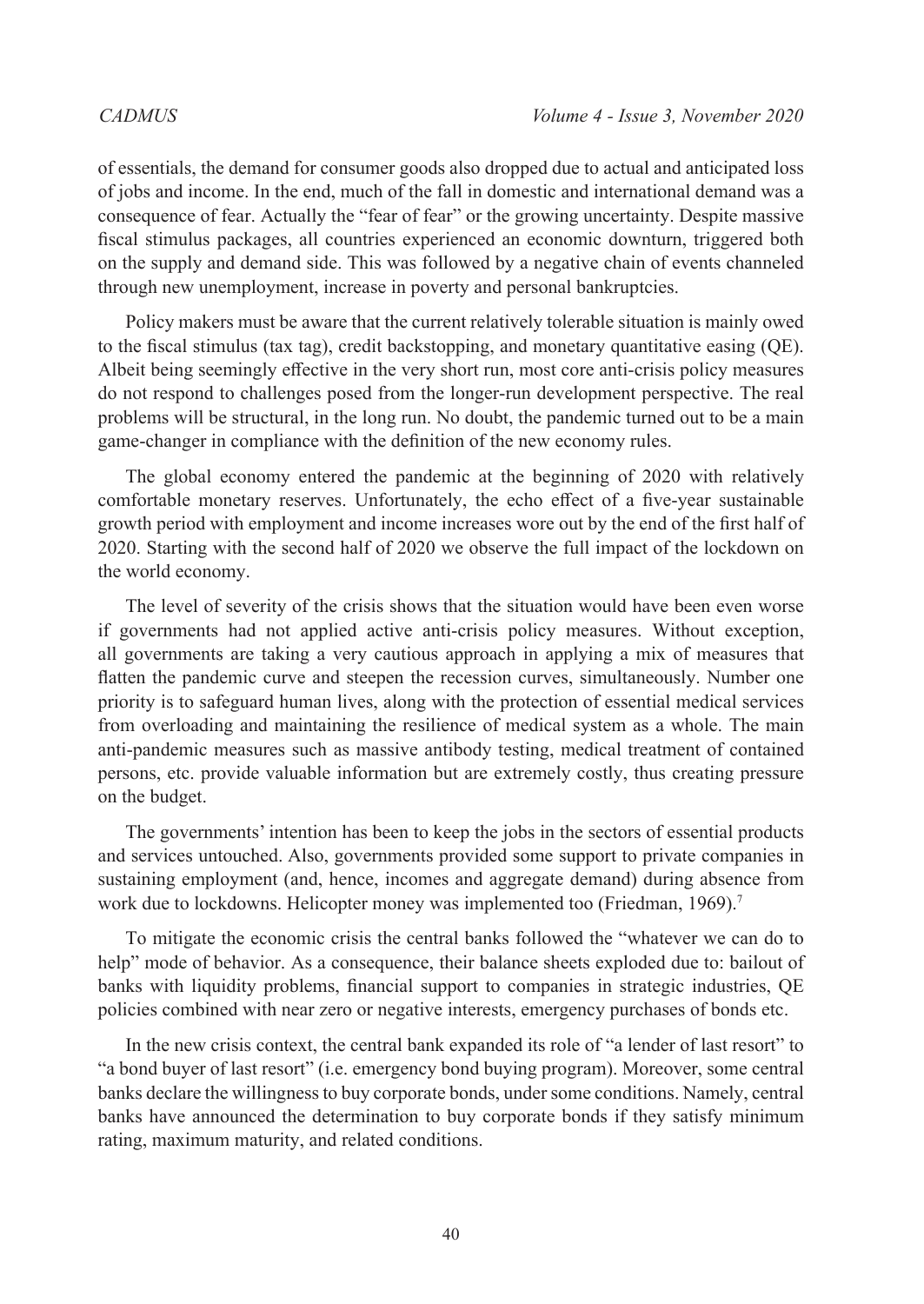of essentials, the demand for consumer goods also dropped due to actual and anticipated loss of jobs and income. In the end, much of the fall in domestic and international demand was a consequence of fear. Actually the "fear of fear" or the growing uncertainty. Despite massive fiscal stimulus packages, all countries experienced an economic downturn, triggered both on the supply and demand side. This was followed by a negative chain of events channeled through new unemployment, increase in poverty and personal bankruptcies.

Policy makers must be aware that the current relatively tolerable situation is mainly owed to the fiscal stimulus (tax tag), credit backstopping, and monetary quantitative easing (QE). Albeit being seemingly effective in the very short run, most core anti-crisis policy measures do not respond to challenges posed from the longer-run development perspective. The real problems will be structural, in the long run. No doubt, the pandemic turned out to be a main game-changer in compliance with the definition of the new economy rules.

The global economy entered the pandemic at the beginning of 2020 with relatively comfortable monetary reserves. Unfortunately, the echo effect of a five-year sustainable growth period with employment and income increases wore out by the end of the first half of 2020. Starting with the second half of 2020 we observe the full impact of the lockdown on the world economy.

The level of severity of the crisis shows that the situation would have been even worse if governments had not applied active anti-crisis policy measures. Without exception, all governments are taking a very cautious approach in applying a mix of measures that flatten the pandemic curve and steepen the recession curves, simultaneously. Number one priority is to safeguard human lives, along with the protection of essential medical services from overloading and maintaining the resilience of medical system as a whole. The main anti-pandemic measures such as massive antibody testing, medical treatment of contained persons, etc. provide valuable information but are extremely costly, thus creating pressure on the budget.

The governments' intention has been to keep the jobs in the sectors of essential products and services untouched. Also, governments provided some support to private companies in sustaining employment (and, hence, incomes and aggregate demand) during absence from work due to lockdowns. Helicopter money was implemented too (Friedman, 1969).[7]

To mitigate the economic crisis the central banks followed the "whatever we can do to help" mode of behavior. As a consequence, their balance sheets exploded due to: bailout of banks with liquidity problems, financial support to companies in strategic industries, QE policies combined with near zero or negative interests, emergency purchases of bonds etc.

In the new crisis context, the central bank expanded its role of "a lender of last resort" to "a bond buyer of last resort" (i.e. emergency bond buying program). Moreover, some central banks declare the willingness to buy corporate bonds, under some conditions. Namely, central banks have announced the determination to buy corporate bonds if they satisfy minimum rating, maximum maturity, and related conditions.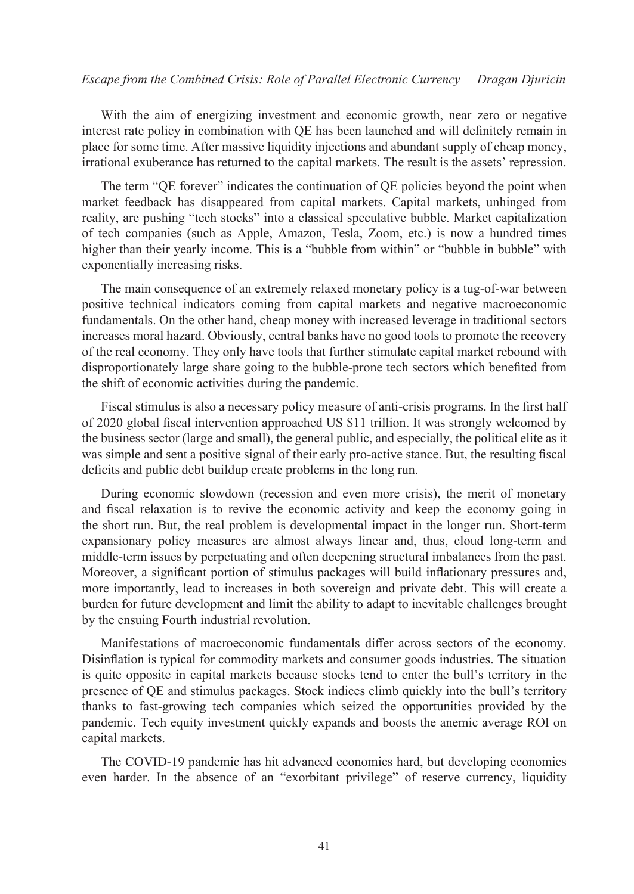With the aim of energizing investment and economic growth, near zero or negative interest rate policy in combination with QE has been launched and will definitely remain in place for some time. After massive liquidity injections and abundant supply of cheap money, irrational exuberance has returned to the capital markets. The result is the assets' repression.

The term "QE forever" indicates the continuation of QE policies beyond the point when market feedback has disappeared from capital markets. Capital markets, unhinged from reality, are pushing "tech stocks" into a classical speculative bubble. Market capitalization of tech companies (such as Apple, Amazon, Tesla, Zoom, etc.) is now a hundred times higher than their yearly income. This is a "bubble from within" or "bubble in bubble" with exponentially increasing risks.

The main consequence of an extremely relaxed monetary policy is a tug-of-war between positive technical indicators coming from capital markets and negative macroeconomic fundamentals. On the other hand, cheap money with increased leverage in traditional sectors increases moral hazard. Obviously, central banks have no good tools to promote the recovery of the real economy. They only have tools that further stimulate capital market rebound with disproportionately large share going to the bubble-prone tech sectors which benefited from the shift of economic activities during the pandemic.

Fiscal stimulus is also a necessary policy measure of anti-crisis programs. In the first half of 2020 global fiscal intervention approached US $11 trillion. It was strongly welcomed by the business sector (large and small), the general public, and especially, the political elite as it was simple and sent a positive signal of their early pro-active stance. But, the resulting fiscal deficits and public debt buildup create problems in the long run.

During economic slowdown (recession and even more crisis), the merit of monetary and fiscal relaxation is to revive the economic activity and keep the economy going in the short run. But, the real problem is developmental impact in the longer run. Short-term expansionary policy measures are almost always linear and, thus, cloud long-term and middle-term issues by perpetuating and often deepening structural imbalances from the past. Moreover, a significant portion of stimulus packages will build inflationary pressures and, more importantly, lead to increases in both sovereign and private debt. This will create a burden for future development and limit the ability to adapt to inevitable challenges brought by the ensuing Fourth industrial revolution.

Manifestations of macroeconomic fundamentals differ across sectors of the economy. Disinflation is typical for commodity markets and consumer goods industries. The situation is quite opposite in capital markets because stocks tend to enter the bull's territory in the presence of QE and stimulus packages. Stock indices climb quickly into the bull's territory thanks to fast-growing tech companies which seized the opportunities provided by the pandemic. Tech equity investment quickly expands and boosts the anemic average ROI on capital markets.

The COVID-19 pandemic has hit advanced economies hard, but developing economies even harder. In the absence of an "exorbitant privilege" of reserve currency, liquidity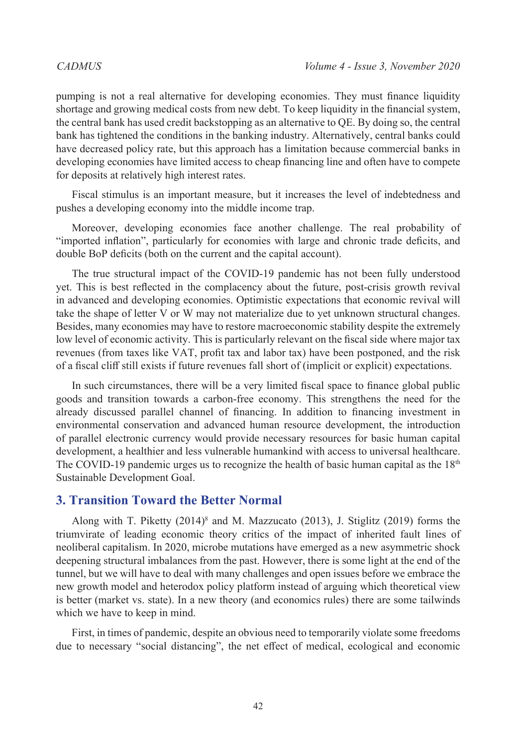pumping is not a real alternative for developing economies. They must finance liquidity shortage and growing medical costs from new debt. To keep liquidity in the financial system, the central bank has used credit backstopping as an alternative to QE. By doing so, the central bank has tightened the conditions in the banking industry. Alternatively, central banks could have decreased policy rate, but this approach has a limitation because commercial banks in developing economies have limited access to cheap financing line and often have to compete for deposits at relatively high interest rates.

Fiscal stimulus is an important measure, but it increases the level of indebtedness and pushes a developing economy into the middle income trap.

Moreover, developing economies face another challenge. The real probability of "imported inflation", particularly for economies with large and chronic trade deficits, and double BoP deficits (both on the current and the capital account).

The true structural impact of the COVID-19 pandemic has not been fully understood yet. This is best reflected in the complacency about the future, post-crisis growth revival in advanced and developing economies. Optimistic expectations that economic revival will take the shape of letter V or W may not materialize due to yet unknown structural changes. Besides, many economies may have to restore macroeconomic stability despite the extremely low level of economic activity. This is particularly relevant on the fiscal side where major tax revenues (from taxes like VAT, profit tax and labor tax) have been postponed, and the risk of a fiscal cliff still exists if future revenues fall short of (implicit or explicit) expectations.

In such circumstances, there will be a very limited fiscal space to finance global public goods and transition towards a carbon-free economy. This strengthens the need for the already discussed parallel channel of financing. In addition to financing investment in environmental conservation and advanced human resource development, the introduction of parallel electronic currency would provide necessary resources for basic human capital development, a healthier and less vulnerable humankind with access to universal healthcare. The COVID-19 pandemic urges us to recognize the health of basic human capital as the 18th Sustainable Development Goal.

## 3. Transition Toward the Better Normal

Along with T. Piketty (2014)[8] and M. Mazzucato (2013), J. Stiglitz (2019) forms the triumvirate of leading economic theory critics of the impact of inherited fault lines of neoliberal capitalism. In 2020, microbe mutations have emerged as a new asymmetric shock deepening structural imbalances from the past. However, there is some light at the end of the tunnel, but we will have to deal with many challenges and open issues before we embrace the new growth model and heterodox policy platform instead of arguing which theoretical view is better (market vs. state). In a new theory (and economics rules) there are some tailwinds which we have to keep in mind.

First, in times of pandemic, despite an obvious need to temporarily violate some freedoms due to necessary "social distancing", the net effect of medical, ecological and economic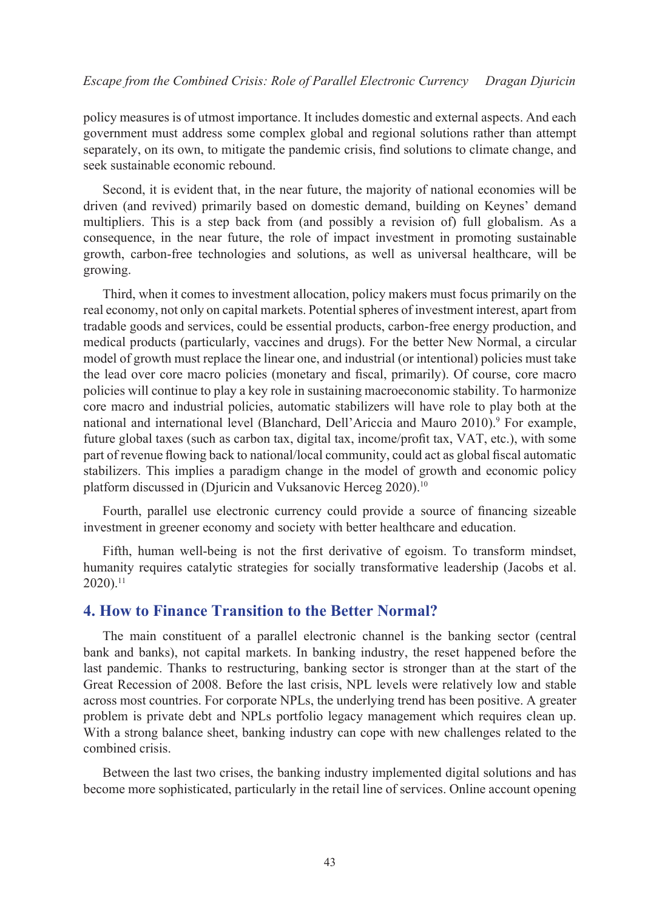policy measures is of utmost importance. It includes domestic and external aspects. And each government must address some complex global and regional solutions rather than attempt separately, on its own, to mitigate the pandemic crisis, find solutions to climate change, and seek sustainable economic rebound.

Second, it is evident that, in the near future, the majority of national economies will be driven (and revived) primarily based on domestic demand, building on Keynes' demand multipliers. This is a step back from (and possibly a revision of) full globalism. As a consequence, in the near future, the role of impact investment in promoting sustainable growth, carbon-free technologies and solutions, as well as universal healthcare, will be growing.

Third, when it comes to investment allocation, policy makers must focus primarily on the real economy, not only on capital markets. Potential spheres of investment interest, apart from tradable goods and services, could be essential products, carbon-free energy production, and medical products (particularly, vaccines and drugs). For the better New Normal, a circular model of growth must replace the linear one, and industrial (or intentional) policies must take the lead over core macro policies (monetary and fiscal, primarily). Of course, core macro policies will continue to play a key role in sustaining macroeconomic stability. To harmonize core macro and industrial policies, automatic stabilizers will have role to play both at the national and international level (Blanchard, Dell'Ariccia and Mauro 2010).[9] For example, future global taxes (such as carbon tax, digital tax, income/profit tax, VAT, etc.), with some part of revenue flowing back to national/local community, could act as global fiscal automatic stabilizers. This implies a paradigm change in the model of growth and economic policy platform discussed in (Djuricin and Vuksanovic Herceg 2020).[10]

Fourth, parallel use electronic currency could provide a source of financing sizeable investment in greener economy and society with better healthcare and education.

Fifth, human well-being is not the first derivative of egoism. To transform mindset, humanity requires catalytic strategies for socially transformative leadership (Jacobs et al. 2020).[11]

## 4. How to Finance Transition to the Better Normal?

The main constituent of a parallel electronic channel is the banking sector (central bank and banks), not capital markets. In banking industry, the reset happened before the last pandemic. Thanks to restructuring, banking sector is stronger than at the start of the Great Recession of 2008. Before the last crisis, NPL levels were relatively low and stable across most countries. For corporate NPLs, the underlying trend has been positive. A greater problem is private debt and NPLs portfolio legacy management which requires clean up. With a strong balance sheet, banking industry can cope with new challenges related to the combined crisis.

Between the last two crises, the banking industry implemented digital solutions and has become more sophisticated, particularly in the retail line of services. Online account opening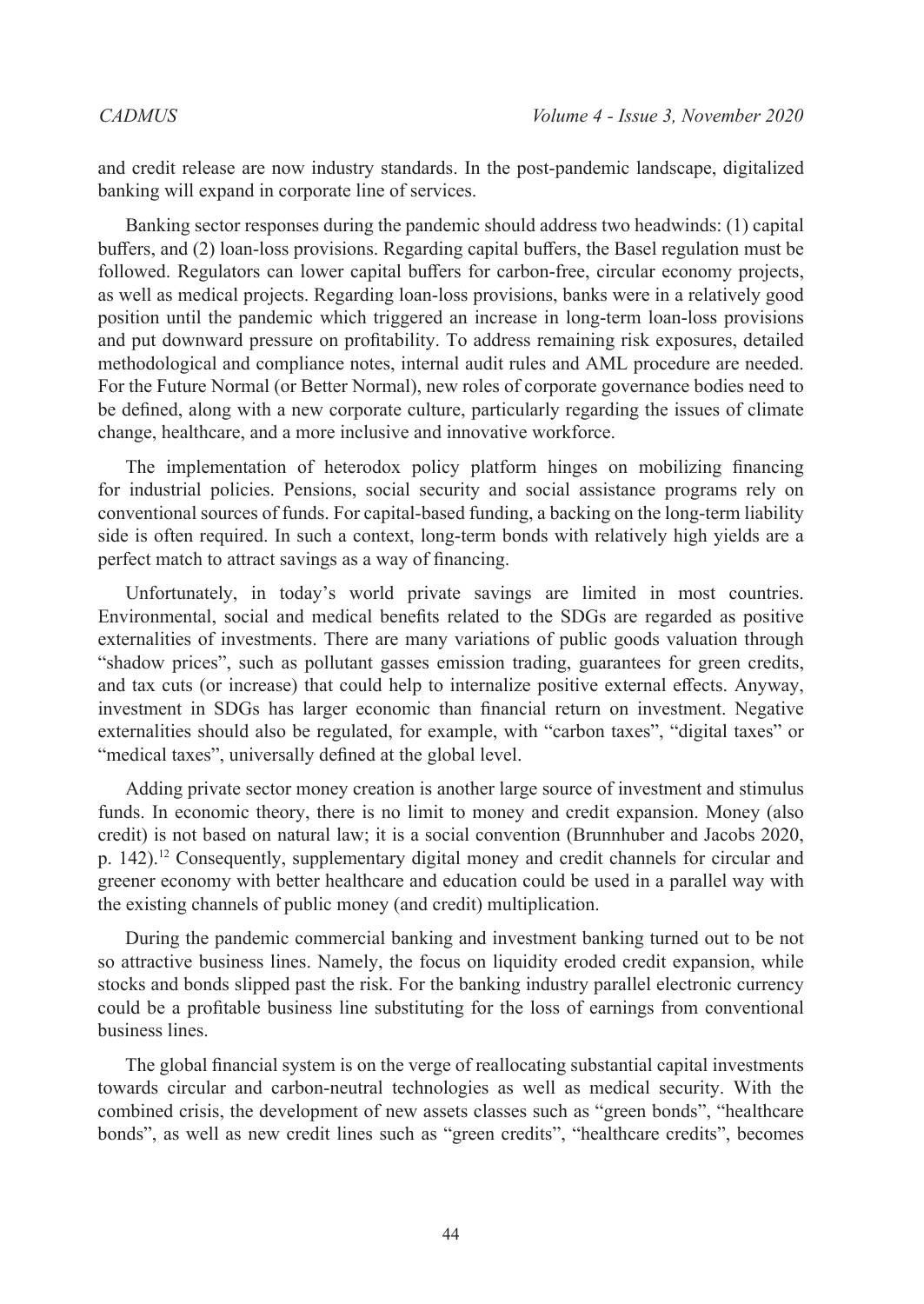and credit release are now industry standards. In the post-pandemic landscape, digitalized banking will expand in corporate line of services.

Banking sector responses during the pandemic should address two headwinds: (1) capital buffers, and (2) loan-loss provisions. Regarding capital buffers, the Basel regulation must be followed. Regulators can lower capital buffers for carbon-free, circular economy projects, as well as medical projects. Regarding loan-loss provisions, banks were in a relatively good position until the pandemic which triggered an increase in long-term loan-loss provisions and put downward pressure on profitability. To address remaining risk exposures, detailed methodological and compliance notes, internal audit rules and AML procedure are needed. For the Future Normal (or Better Normal), new roles of corporate governance bodies need to be defined, along with a new corporate culture, particularly regarding the issues of climate change, healthcare, and a more inclusive and innovative workforce.

The implementation of heterodox policy platform hinges on mobilizing financing for industrial policies. Pensions, social security and social assistance programs rely on conventional sources of funds. For capital-based funding, a backing on the long-term liability side is often required. In such a context, long-term bonds with relatively high yields are a perfect match to attract savings as a way of financing.

Unfortunately, in today's world private savings are limited in most countries. Environmental, social and medical benefits related to the SDGs are regarded as positive externalities of investments. There are many variations of public goods valuation through "shadow prices", such as pollutant gasses emission trading, guarantees for green credits, and tax cuts (or increase) that could help to internalize positive external effects. Anyway, investment in SDGs has larger economic than financial return on investment. Negative externalities should also be regulated, for example, with "carbon taxes", "digital taxes" or "medical taxes", universally defined at the global level.

Adding private sector money creation is another large source of investment and stimulus funds. In economic theory, there is no limit to money and credit expansion. Money (also credit) is not based on natural law; it is a social convention (Brunnhuber and Jacobs 2020, p. 142).[12] Consequently, supplementary digital money and credit channels for circular and greener economy with better healthcare and education could be used in a parallel way with the existing channels of public money (and credit) multiplication.

During the pandemic commercial banking and investment banking turned out to be not so attractive business lines. Namely, the focus on liquidity eroded credit expansion, while stocks and bonds slipped past the risk. For the banking industry parallel electronic currency could be a profitable business line substituting for the loss of earnings from conventional business lines.

The global financial system is on the verge of reallocating substantial capital investments towards circular and carbon-neutral technologies as well as medical security. With the combined crisis, the development of new assets classes such as "green bonds", "healthcare bonds", as well as new credit lines such as "green credits", "healthcare credits", becomes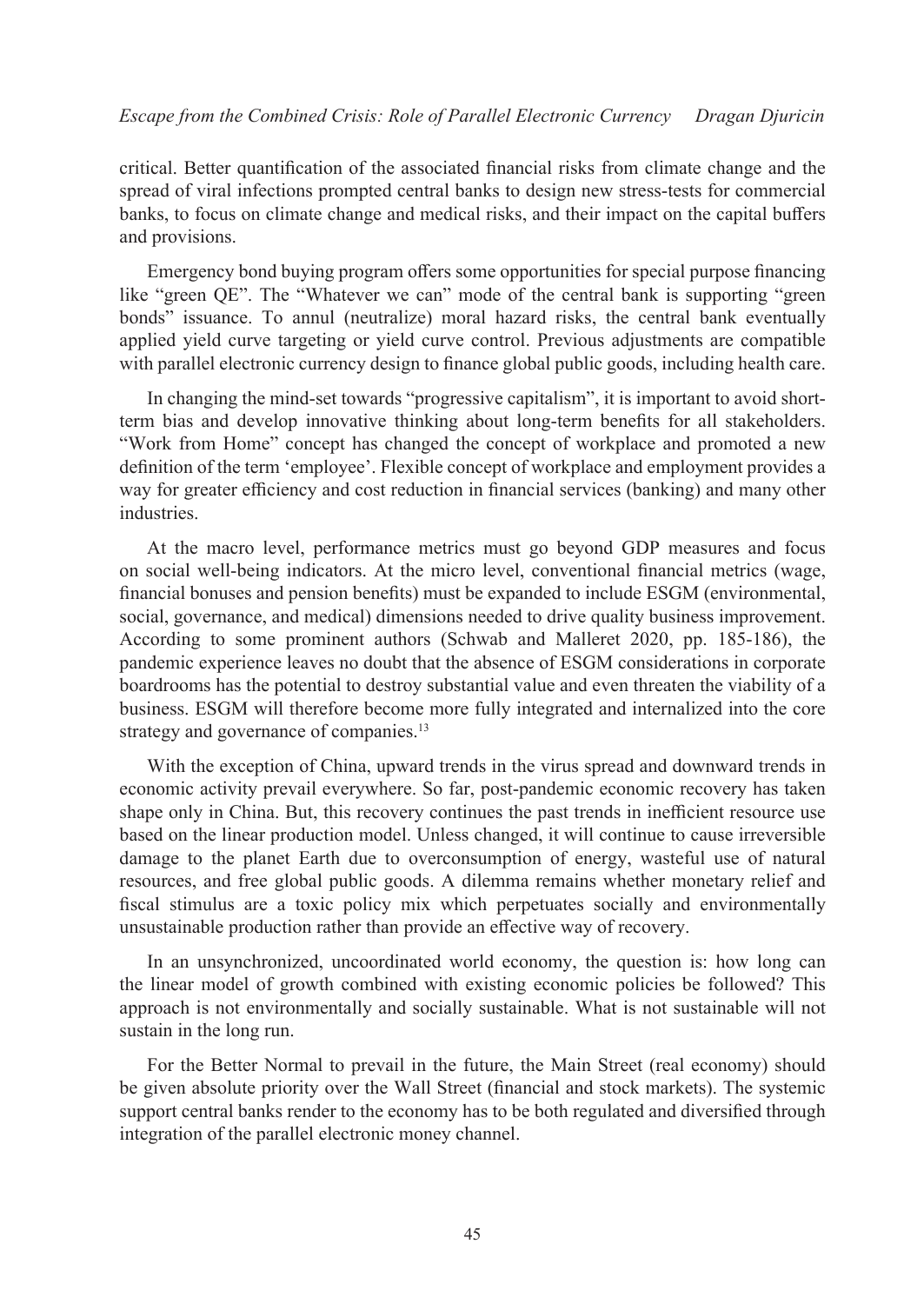critical. Better quantification of the associated financial risks from climate change and the spread of viral infections prompted central banks to design new stress-tests for commercial banks, to focus on climate change and medical risks, and their impact on the capital buffers and provisions.

Emergency bond buying program offers some opportunities for special purpose financing like "green QE". The "Whatever we can" mode of the central bank is supporting "green bonds" issuance. To annul (neutralize) moral hazard risks, the central bank eventually applied yield curve targeting or yield curve control. Previous adjustments are compatible with parallel electronic currency design to finance global public goods, including health care.

In changing the mind-set towards "progressive capitalism", it is important to avoid short-term bias and develop innovative thinking about long-term benefits for all stakeholders. "Work from Home" concept has changed the concept of workplace and promoted a new definition of the term 'employee'. Flexible concept of workplace and employment provides a way for greater efficiency and cost reduction in financial services (banking) and many other industries.

At the macro level, performance metrics must go beyond GDP measures and focus on social well-being indicators. At the micro level, conventional financial metrics (wage, financial bonuses and pension benefits) must be expanded to include ESGM (environmental, social, governance, and medical) dimensions needed to drive quality business improvement. According to some prominent authors (Schwab and Malleret 2020, pp. 185-186), the pandemic experience leaves no doubt that the absence of ESGM considerations in corporate boardrooms has the potential to destroy substantial value and even threaten the viability of a business. ESGM will therefore become more fully integrated and internalized into the core strategy and governance of companies.[13]

With the exception of China, upward trends in the virus spread and downward trends in economic activity prevail everywhere. So far, post-pandemic economic recovery has taken shape only in China. But, this recovery continues the past trends in inefficient resource use based on the linear production model. Unless changed, it will continue to cause irreversible damage to the planet Earth due to overconsumption of energy, wasteful use of natural resources, and free global public goods. A dilemma remains whether monetary relief and fiscal stimulus are a toxic policy mix which perpetuates socially and environmentally unsustainable production rather than provide an effective way of recovery.

In an unsynchronized, uncoordinated world economy, the question is: how long can the linear model of growth combined with existing economic policies be followed? This approach is not environmentally and socially sustainable. What is not sustainable will not sustain in the long run.

For the Better Normal to prevail in the future, the Main Street (real economy) should be given absolute priority over the Wall Street (financial and stock markets). The systemic support central banks render to the economy has to be both regulated and diversified through integration of the parallel electronic money channel.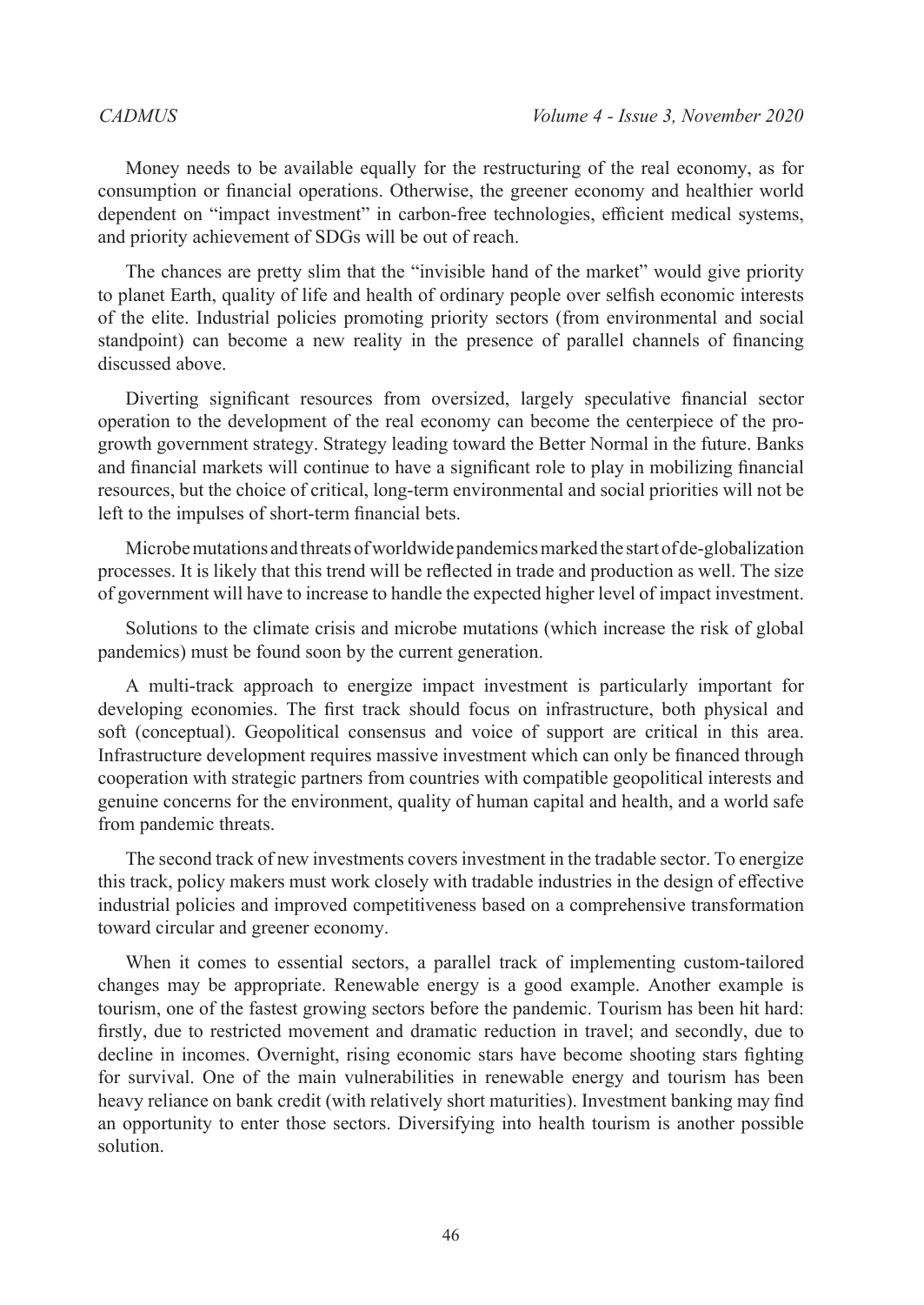Money needs to be available equally for the restructuring of the real economy, as for consumption or financial operations. Otherwise, the greener economy and healthier world dependent on "impact investment" in carbon-free technologies, efficient medical systems, and priority achievement of SDGs will be out of reach.

The chances are pretty slim that the "invisible hand of the market" would give priority to planet Earth, quality of life and health of ordinary people over selfish economic interests of the elite. Industrial policies promoting priority sectors (from environmental and social standpoint) can become a new reality in the presence of parallel channels of financing discussed above.

Diverting significant resources from oversized, largely speculative financial sector operation to the development of the real economy can become the centerpiece of the pro-growth government strategy. Strategy leading toward the Better Normal in the future. Banks and financial markets will continue to have a significant role to play in mobilizing financial resources, but the choice of critical, long-term environmental and social priorities will not be left to the impulses of short-term financial bets.

Microbe mutations and threats of worldwide pandemics marked the start of de-globalization processes. It is likely that this trend will be reflected in trade and production as well. The size of government will have to increase to handle the expected higher level of impact investment.

Solutions to the climate crisis and microbe mutations (which increase the risk of global pandemics) must be found soon by the current generation.

A multi-track approach to energize impact investment is particularly important for developing economies. The first track should focus on infrastructure, both physical and soft (conceptual). Geopolitical consensus and voice of support are critical in this area. Infrastructure development requires massive investment which can only be financed through cooperation with strategic partners from countries with compatible geopolitical interests and genuine concerns for the environment, quality of human capital and health, and a world safe from pandemic threats.

The second track of new investments covers investment in the tradable sector. To energize this track, policy makers must work closely with tradable industries in the design of effective industrial policies and improved competitiveness based on a comprehensive transformation toward circular and greener economy.

When it comes to essential sectors, a parallel track of implementing custom-tailored changes may be appropriate. Renewable energy is a good example. Another example is tourism, one of the fastest growing sectors before the pandemic. Tourism has been hit hard: firstly, due to restricted movement and dramatic reduction in travel; and secondly, due to decline in incomes. Overnight, rising economic stars have become shooting stars fighting for survival. One of the main vulnerabilities in renewable energy and tourism has been heavy reliance on bank credit (with relatively short maturities). Investment banking may find an opportunity to enter those sectors. Diversifying into health tourism is another possible solution.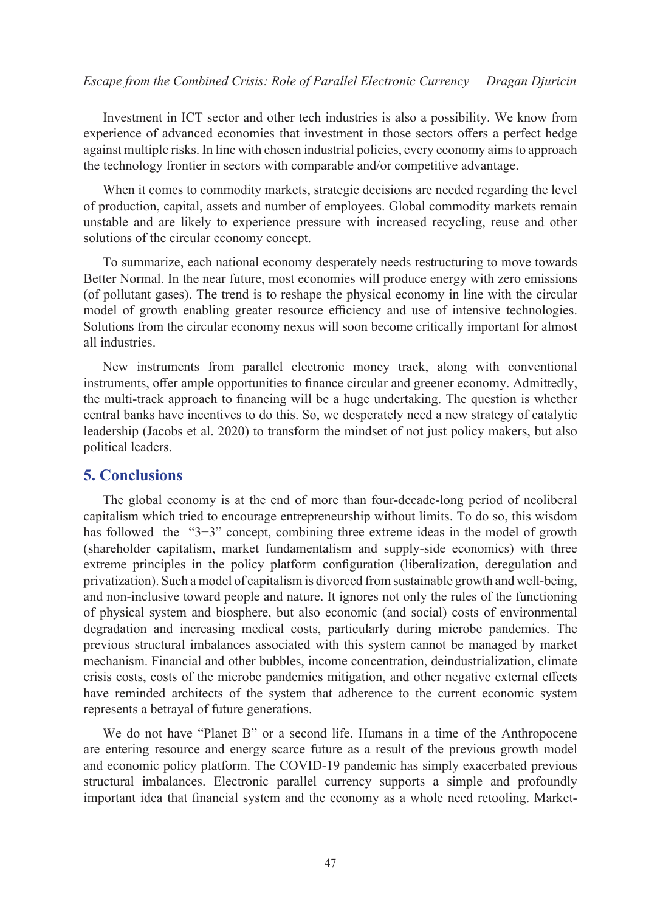Investment in ICT sector and other tech industries is also a possibility. We know from experience of advanced economies that investment in those sectors offers a perfect hedge against multiple risks. In line with chosen industrial policies, every economy aims to approach the technology frontier in sectors with comparable and/or competitive advantage.

When it comes to commodity markets, strategic decisions are needed regarding the level of production, capital, assets and number of employees. Global commodity markets remain unstable and are likely to experience pressure with increased recycling, reuse and other solutions of the circular economy concept.

To summarize, each national economy desperately needs restructuring to move towards Better Normal. In the near future, most economies will produce energy with zero emissions (of pollutant gases). The trend is to reshape the physical economy in line with the circular model of growth enabling greater resource efficiency and use of intensive technologies. Solutions from the circular economy nexus will soon become critically important for almost all industries.

New instruments from parallel electronic money track, along with conventional instruments, offer ample opportunities to finance circular and greener economy. Admittedly, the multi-track approach to financing will be a huge undertaking. The question is whether central banks have incentives to do this. So, we desperately need a new strategy of catalytic leadership (Jacobs et al. 2020) to transform the mindset of not just policy makers, but also political leaders.

## 5. Conclusions

The global economy is at the end of more than four-decade-long period of neoliberal capitalism which tried to encourage entrepreneurship without limits. To do so, this wisdom has followed the "3+3" concept, combining three extreme ideas in the model of growth (shareholder capitalism, market fundamentalism and supply-side economics) with three extreme principles in the policy platform configuration (liberalization, deregulation and privatization). Such a model of capitalism is divorced from sustainable growth and well-being, and non-inclusive toward people and nature. It ignores not only the rules of the functioning of physical system and biosphere, but also economic (and social) costs of environmental degradation and increasing medical costs, particularly during microbe pandemics. The previous structural imbalances associated with this system cannot be managed by market mechanism. Financial and other bubbles, income concentration, deindustrialization, climate crisis costs, costs of the microbe pandemics mitigation, and other negative external effects have reminded architects of the system that adherence to the current economic system represents a betrayal of future generations.

We do not have "Planet B" or a second life. Humans in a time of the Anthropocene are entering resource and energy scarce future as a result of the previous growth model and economic policy platform. The COVID-19 pandemic has simply exacerbated previous structural imbalances. Electronic parallel currency supports a simple and profoundly important idea that financial system and the economy as a whole need retooling. Market-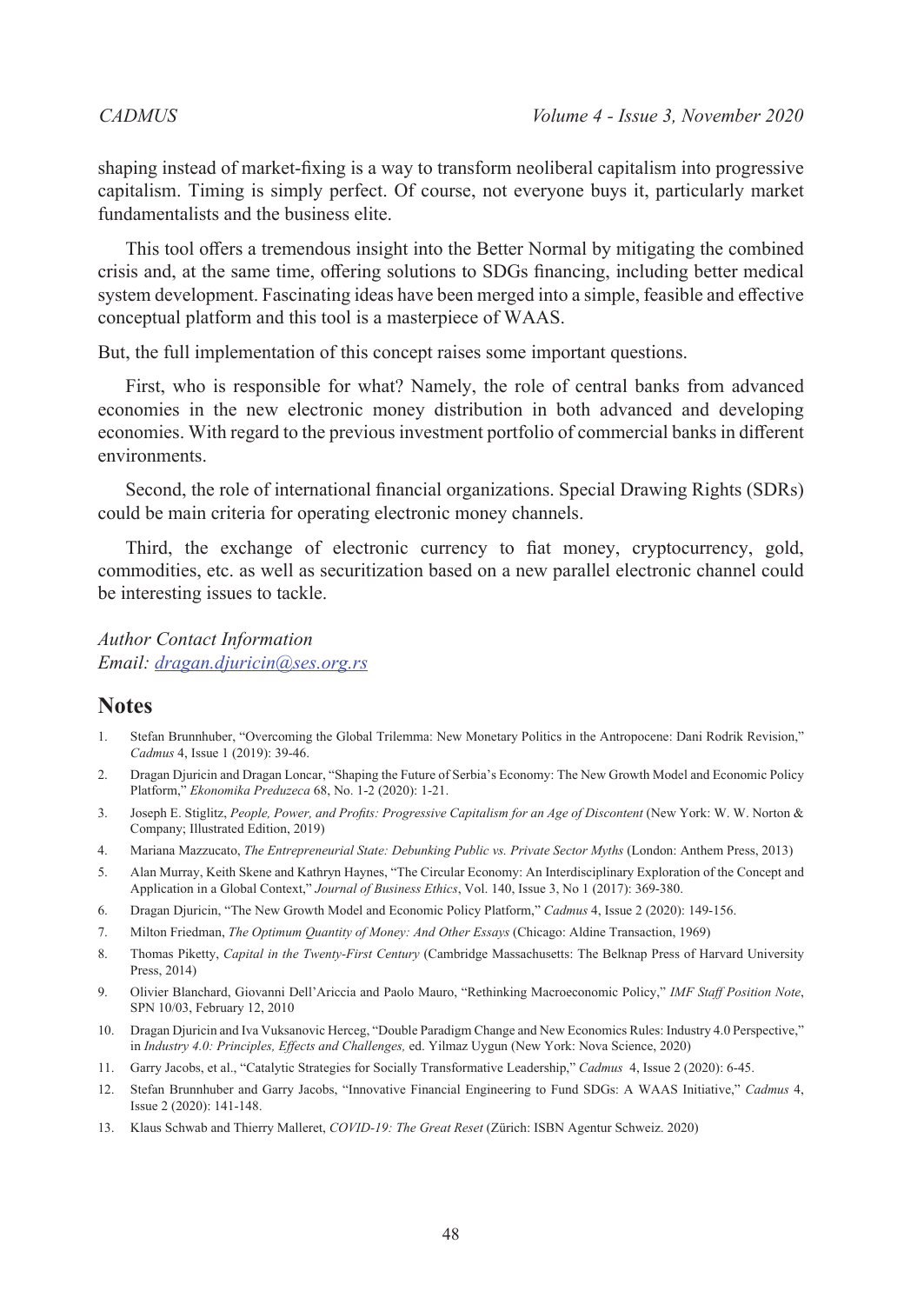shaping instead of market-fixing is a way to transform neoliberal capitalism into progressive capitalism. Timing is simply perfect. Of course, not everyone buys it, particularly market fundamentalists and the business elite.

This tool offers a tremendous insight into the Better Normal by mitigating the combined crisis and, at the same time, offering solutions to SDGs financing, including better medical system development. Fascinating ideas have been merged into a simple, feasible and effective conceptual platform and this tool is a masterpiece of WAAS.

But, the full implementation of this concept raises some important questions.

First, who is responsible for what? Namely, the role of central banks from advanced economies in the new electronic money distribution in both advanced and developing economies. With regard to the previous investment portfolio of commercial banks in different environments.

Second, the role of international financial organizations. Special Drawing Rights (SDRs) could be main criteria for operating electronic money channels.

Third, the exchange of electronic currency to fiat money, cryptocurrency, gold, commodities, etc. as well as securitization based on a new parallel electronic channel could be interesting issues to tackle.

*Author Contact Information*
*Email: dragan.djuricin@ses.org.rs*

## Notes

1. Stefan Brunnhuber, "Overcoming the Global Trilemma: New Monetary Politics in the Antropocene: Dani Rodrik Revision," *Cadmus* 4, Issue 1 (2019): 39-46.
2. Dragan Djuricin and Dragan Loncar, "Shaping the Future of Serbia's Economy: The New Growth Model and Economic Policy Platform," *Ekonomika Preduzeca* 68, No. 1-2 (2020): 1-21.
3. Joseph E. Stiglitz, *People, Power, and Profits: Progressive Capitalism for an Age of Discontent* (New York: W. W. Norton & Company; Illustrated Edition, 2019)
4. Mariana Mazzucato, *The Entrepreneurial State: Debunking Public vs. Private Sector Myths* (London: Anthem Press, 2013)
5. Alan Murray, Keith Skene and Kathryn Haynes, "The Circular Economy: An Interdisciplinary Exploration of the Concept and Application in a Global Context," *Journal of Business Ethics*, Vol. 140, Issue 3, No 1 (2017): 369-380.
6. Dragan Djuricin, "The New Growth Model and Economic Policy Platform," *Cadmus* 4, Issue 2 (2020): 149-156.
7. Milton Friedman, *The Optimum Quantity of Money: And Other Essays* (Chicago: Aldine Transaction, 1969)
8. Thomas Piketty, *Capital in the Twenty-First Century* (Cambridge Massachusetts: The Belknap Press of Harvard University Press, 2014)
9. Olivier Blanchard, Giovanni Dell'Ariccia and Paolo Mauro, "Rethinking Macroeconomic Policy," *IMF Staff Position Note*, SPN 10/03, February 12, 2010
10. Dragan Djuricin and Iva Vuksanovic Herceg, "Double Paradigm Change and New Economics Rules: Industry 4.0 Perspective," in *Industry 4.0: Principles, Effects and Challenges,* ed. Yilmaz Uygun (New York: Nova Science, 2020)
11. Garry Jacobs, et al., "Catalytic Strategies for Socially Transformative Leadership," *Cadmus* 4, Issue 2 (2020): 6-45.
12. Stefan Brunnhuber and Garry Jacobs, "Innovative Financial Engineering to Fund SDGs: A WAAS Initiative," *Cadmus* 4, Issue 2 (2020): 141-148.
13. Klaus Schwab and Thierry Malleret, *COVID-19: The Great Reset* (Zürich: ISBN Agentur Schweiz. 2020)